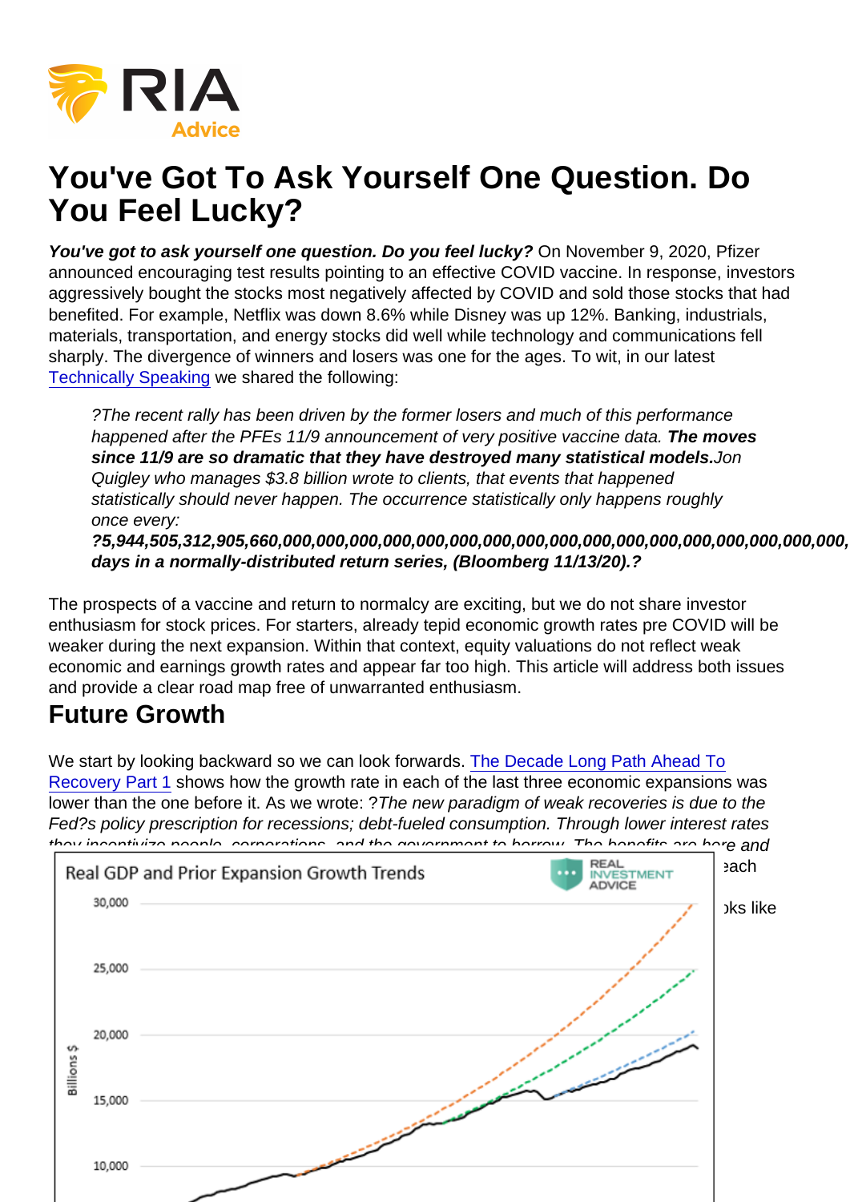# You've Got To Ask Yourself One Question. Do You Feel Lucky?

***You've got to ask yourself one question. Do you feel lucky?*** On November 9, 2020, Pfizer announced encouraging test results pointing to an effective COVID vaccine. In response, investors aggressively bought the stocks most negatively affected by COVID and sold those stocks that had benefited. For example, Netflix was down 8.6% while Disney was up 12%. Banking, industrials, materials, transportation, and energy stocks did well while technology and communications fell sharply. The divergence of winners and losers was one for the ages. To wit, in our latest Technically Speaking we shared the following:

> *?The recent rally has been driven by the former losers and much of this performance happened after the PFEs 11/9 announcement of very positive vaccine data.* ***The moves since 11/9 are so dramatic that they have destroyed many statistical models.*** *Jon Quigley who manages $3.8 billion wrote to clients, that events that happened statistically should never happen. The occurrence statistically only happens roughly once every:* ***?5,944,505,312,905,660,000,000,000,000,000,000,000,000,000,000,000,000,000,000,000,000,000, days in a normally-distributed return series, (Bloomberg 11/13/20).?***

The prospects of a vaccine and return to normalcy are exciting, but we do not share investor enthusiasm for stock prices. For starters, already tepid economic growth rates pre COVID will be weaker during the next expansion. Within that context, equity valuations do not reflect weak economic and earnings growth rates and appear far too high. This article will address both issues and provide a clear road map free of unwarranted enthusiasm.

## Future Growth

We start by looking backward so we can look forwards. The Decade Long Path Ahead To Recovery Part 1 shows how the growth rate in each of the last three economic expansions was lower than the one before it. As we wrote: ?*The new paradigm of weak recoveries is due to the Fed?s policy prescription for recessions; debt-fueled consumption. Through lower interest rates they incentivize people, corporations, and the government to borrow. The benefits are here and*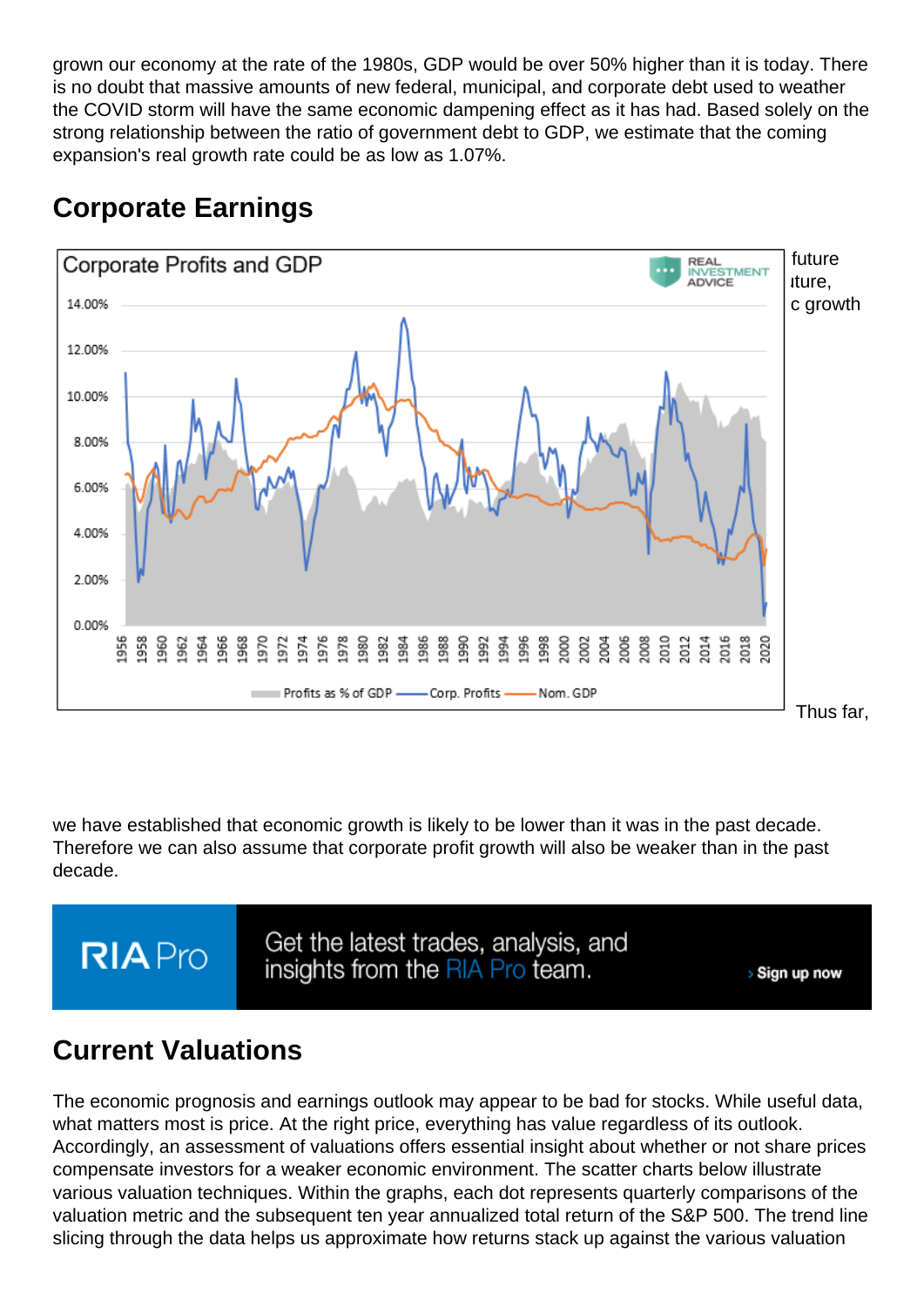grown our economy at the rate of the 1980s, GDP would be over 50% higher than it is today. There is no doubt that massive amounts of new federal, municipal, and corporate debt used to weather the COVID storm will have the same economic dampening effect as it has had. Based solely on the strong relationship between the ratio of government debt to GDP, we estimate that the coming expansion's real growth rate could be as low as 1.07%.

## Corporate Earnings

Thus far, we have established that economic growth is likely to be lower than it was in the past decade. Therefore we can also assume that corporate profit growth will also be weaker than in the past decade.

## Current Valuations

The economic prognosis and earnings outlook may appear to be bad for stocks. While useful data, what matters most is price. At the right price, everything has value regardless of its outlook. Accordingly, an assessment of valuations offers essential insight about whether or not share prices compensate investors for a weaker economic environment. The scatter charts below illustrate various valuation techniques. Within the graphs, each dot represents quarterly comparisons of the valuation metric and the subsequent ten year annualized total return of the S&P 500. The trend line slicing through the data helps us approximate how returns stack up against the various valuation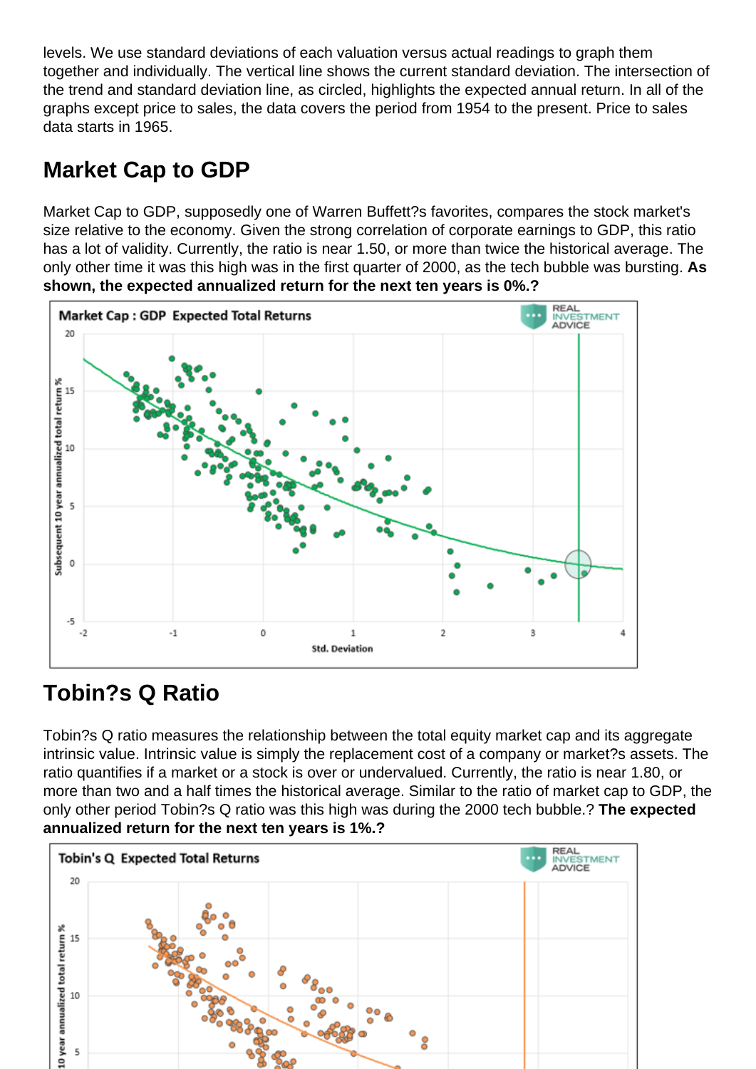levels. We use standard deviations of each valuation versus actual readings to graph them together and individually. The vertical line shows the current standard deviation. The intersection of the trend and standard deviation line, as circled, highlights the expected annual return. In all of the graphs except price to sales, the data covers the period from 1954 to the present. Price to sales data starts in 1965.

## Market Cap to GDP

Market Cap to GDP, supposedly one of Warren Buffett?s favorites, compares the stock market's size relative to the economy. Given the strong correlation of corporate earnings to GDP, this ratio has a lot of validity. Currently, the ratio is near 1.50, or more than twice the historical average. The only other time it was this high was in the first quarter of 2000, as the tech bubble was bursting. **As shown, the expected annualized return for the next ten years is 0%.?**

## Tobin?s Q Ratio

Tobin?s Q ratio measures the relationship between the total equity market cap and its aggregate intrinsic value. Intrinsic value is simply the replacement cost of a company or market?s assets. The ratio quantifies if a market or a stock is over or undervalued. Currently, the ratio is near 1.80, or more than two and a half times the historical average. Similar to the ratio of market cap to GDP, the only other period Tobin?s Q ratio was this high was during the 2000 tech bubble.? **The expected annualized return for the next ten years is 1%.?**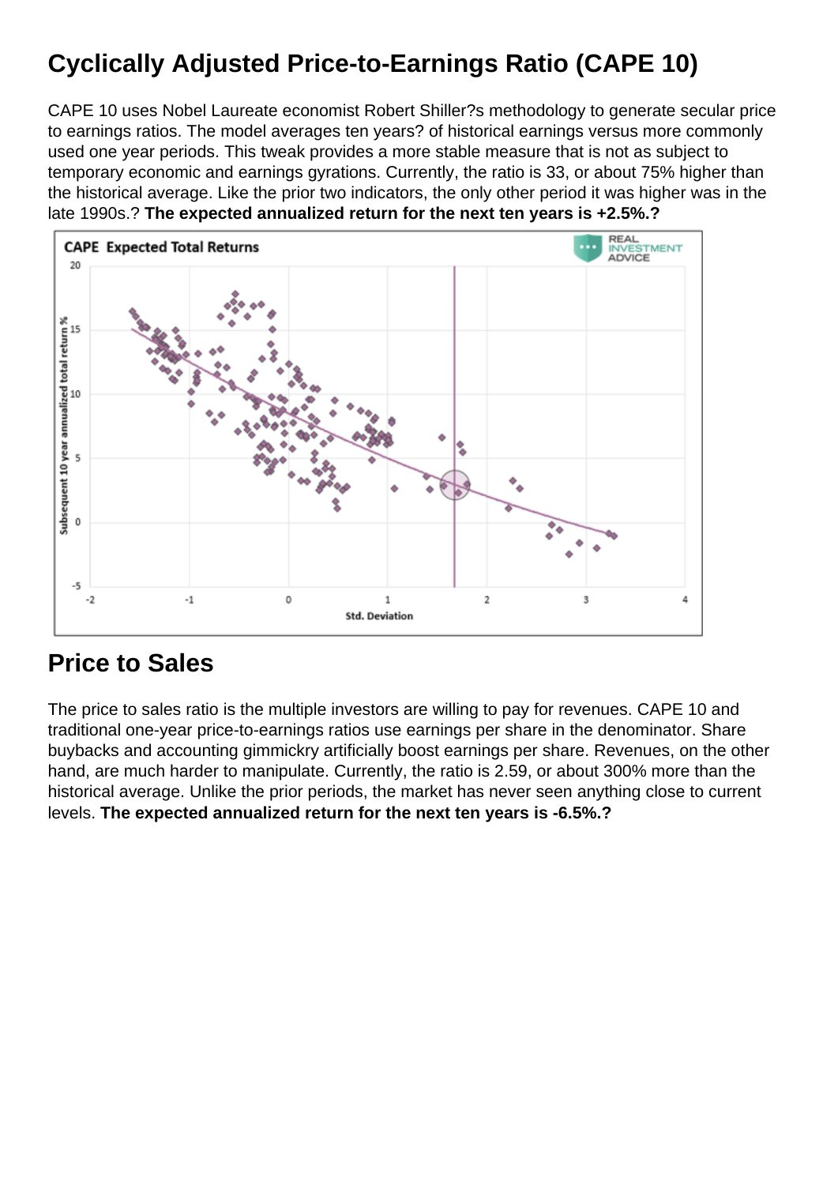## Cyclically Adjusted Price-to-Earnings Ratio (CAPE 10)

CAPE 10 uses Nobel Laureate economist Robert Shiller?s methodology to generate secular price to earnings ratios. The model averages ten years? of historical earnings versus more commonly used one year periods. This tweak provides a more stable measure that is not as subject to temporary economic and earnings gyrations. Currently, the ratio is 33, or about 75% higher than the historical average. Like the prior two indicators, the only other period it was higher was in the late 1990s.? **The expected annualized return for the next ten years is +2.5%.?**

## Price to Sales

The price to sales ratio is the multiple investors are willing to pay for revenues. CAPE 10 and traditional one-year price-to-earnings ratios use earnings per share in the denominator. Share buybacks and accounting gimmickry artificially boost earnings per share. Revenues, on the other hand, are much harder to manipulate. Currently, the ratio is 2.59, or about 300% more than the historical average. Unlike the prior periods, the market has never seen anything close to current levels. **The expected annualized return for the next ten years is -6.5%.?**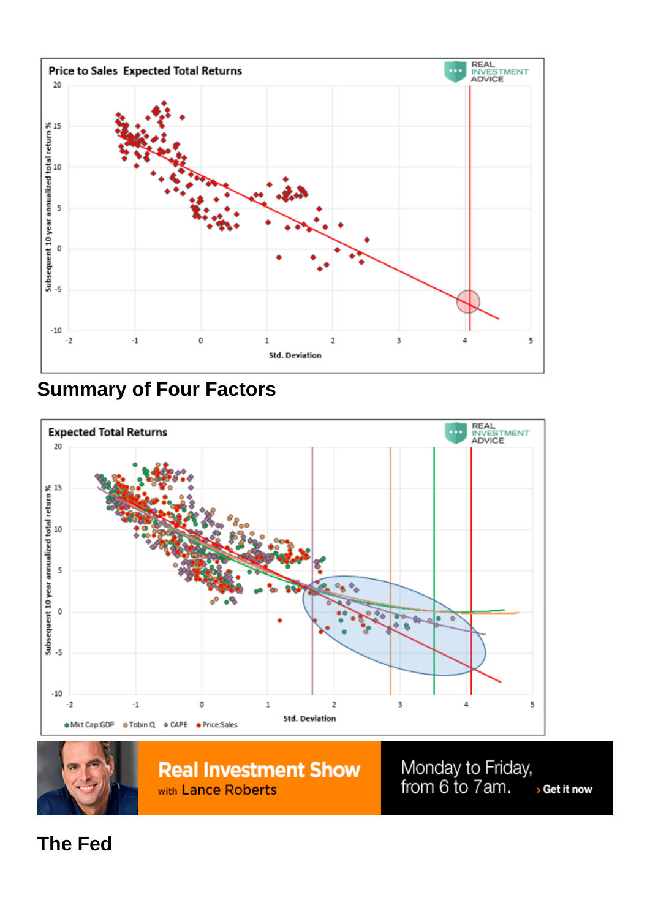## Summary of Four Factors

## The Fed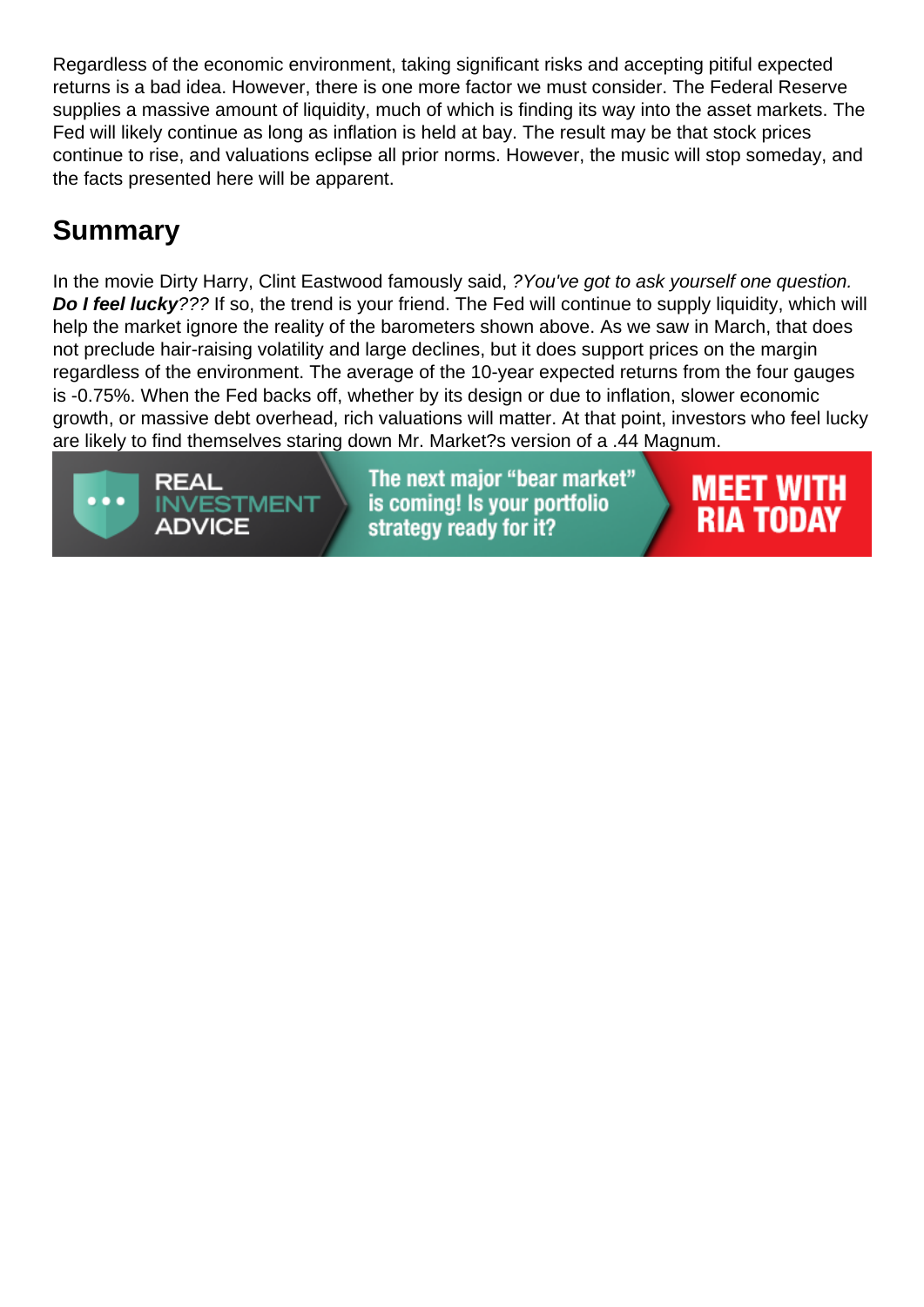Regardless of the economic environment, taking significant risks and accepting pitiful expected returns is a bad idea. However, there is one more factor we must consider. The Federal Reserve supplies a massive amount of liquidity, much of which is finding its way into the asset markets. The Fed will likely continue as long as inflation is held at bay. The result may be that stock prices continue to rise, and valuations eclipse all prior norms. However, the music will stop someday, and the facts presented here will be apparent.

## Summary

In the movie Dirty Harry, Clint Eastwood famously said, *?You've got to ask yourself one question.* ***Do I feel lucky****???* If so, the trend is your friend. The Fed will continue to supply liquidity, which will help the market ignore the reality of the barometers shown above. As we saw in March, that does not preclude hair-raising volatility and large declines, but it does support prices on the margin regardless of the environment. The average of the 10-year expected returns from the four gauges is -0.75%. When the Fed backs off, whether by its design or due to inflation, slower economic growth, or massive debt overhead, rich valuations will matter. At that point, investors who feel lucky are likely to find themselves staring down Mr. Market?s version of a .44 Magnum.

REAL INVESTMENT ADVICE

The next major "bear market" is coming! Is your portfolio strategy ready for it?

MEET WITH RIA TODAY